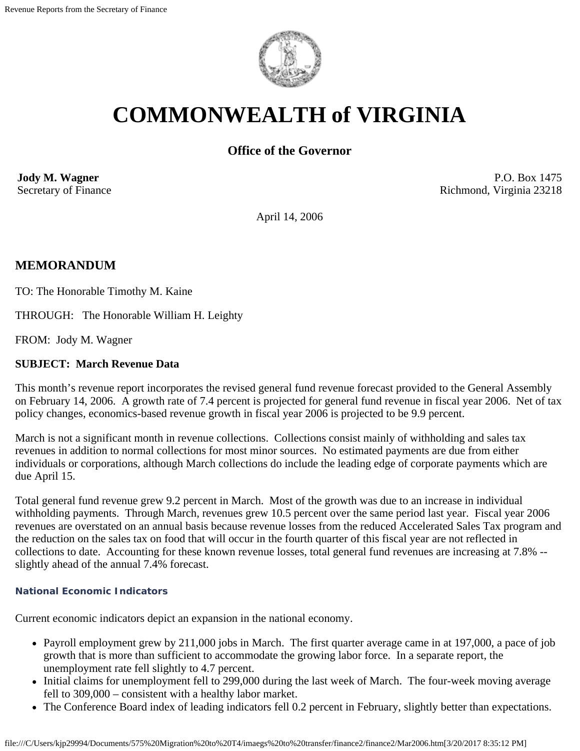# COMMONWEALTH of VIRGINIA

### Office of the Governor

**Jody M. Wagner**
Secretary of Finance

P.O. Box 1475
Richmond, Virginia 23218

April 14, 2006

## MEMORANDUM

TO: The Honorable Timothy M. Kaine

THROUGH: The Honorable William H. Leighty

FROM: Jody M. Wagner

**SUBJECT: March Revenue Data**

This month's revenue report incorporates the revised general fund revenue forecast provided to the General Assembly on February 14, 2006. A growth rate of 7.4 percent is projected for general fund revenue in fiscal year 2006. Net of tax policy changes, economics-based revenue growth in fiscal year 2006 is projected to be 9.9 percent.

March is not a significant month in revenue collections. Collections consist mainly of withholding and sales tax revenues in addition to normal collections for most minor sources. No estimated payments are due from either individuals or corporations, although March collections do include the leading edge of corporate payments which are due April 15.

Total general fund revenue grew 9.2 percent in March. Most of the growth was due to an increase in individual withholding payments. Through March, revenues grew 10.5 percent over the same period last year. Fiscal year 2006 revenues are overstated on an annual basis because revenue losses from the reduced Accelerated Sales Tax program and the reduction on the sales tax on food that will occur in the fourth quarter of this fiscal year are not reflected in collections to date. Accounting for these known revenue losses, total general fund revenues are increasing at 7.8% -- slightly ahead of the annual 7.4% forecast.

#### National Economic Indicators

Current economic indicators depict an expansion in the national economy.

- Payroll employment grew by 211,000 jobs in March. The first quarter average came in at 197,000, a pace of job growth that is more than sufficient to accommodate the growing labor force. In a separate report, the unemployment rate fell slightly to 4.7 percent.
- Initial claims for unemployment fell to 299,000 during the last week of March. The four-week moving average fell to 309,000 – consistent with a healthy labor market.
- The Conference Board index of leading indicators fell 0.2 percent in February, slightly better than expectations.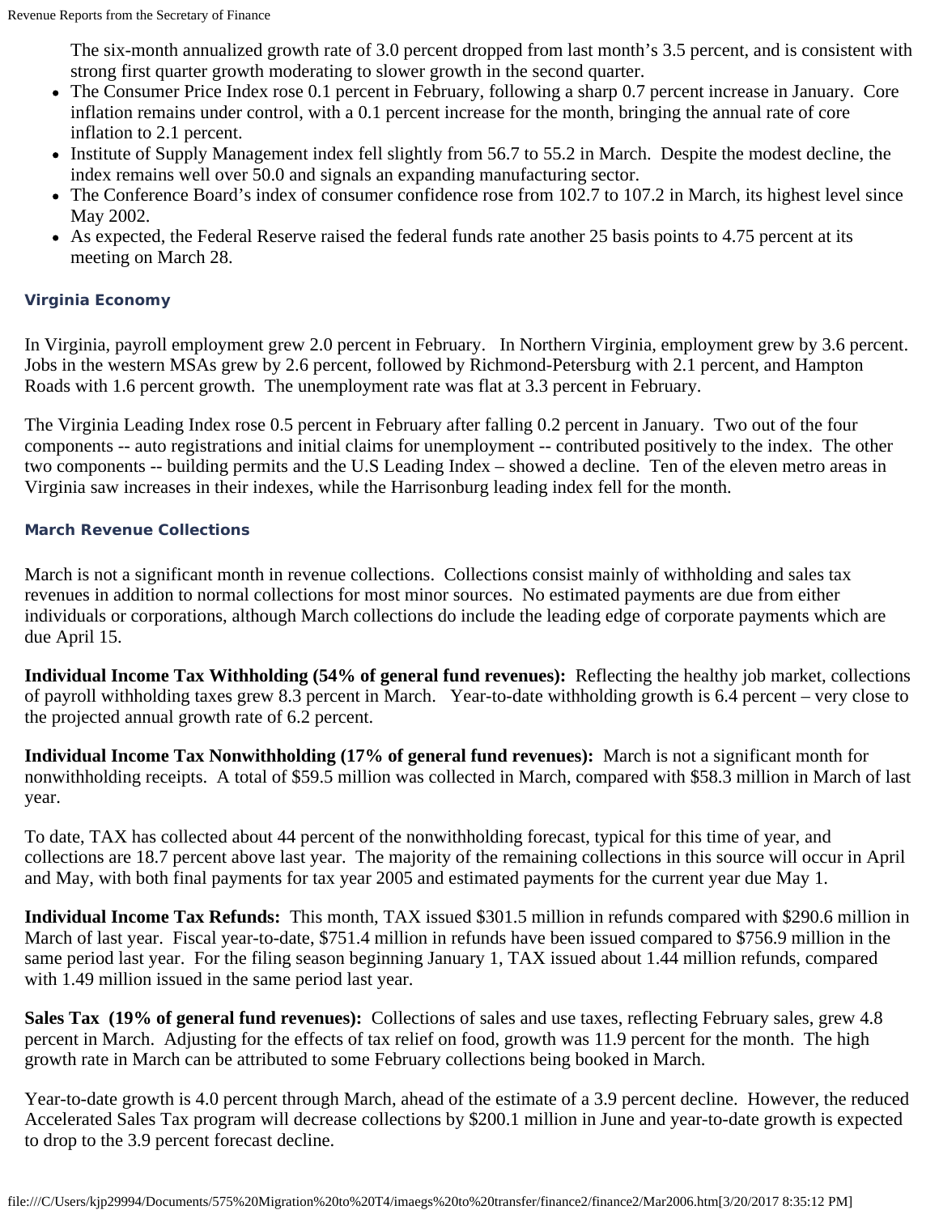The six-month annualized growth rate of 3.0 percent dropped from last month's 3.5 percent, and is consistent with strong first quarter growth moderating to slower growth in the second quarter.

- The Consumer Price Index rose 0.1 percent in February, following a sharp 0.7 percent increase in January. Core inflation remains under control, with a 0.1 percent increase for the month, bringing the annual rate of core inflation to 2.1 percent.
- Institute of Supply Management index fell slightly from 56.7 to 55.2 in March. Despite the modest decline, the index remains well over 50.0 and signals an expanding manufacturing sector.
- The Conference Board's index of consumer confidence rose from 102.7 to 107.2 in March, its highest level since May 2002.
- As expected, the Federal Reserve raised the federal funds rate another 25 basis points to 4.75 percent at its meeting on March 28.

### Virginia Economy

In Virginia, payroll employment grew 2.0 percent in February. In Northern Virginia, employment grew by 3.6 percent. Jobs in the western MSAs grew by 2.6 percent, followed by Richmond-Petersburg with 2.1 percent, and Hampton Roads with 1.6 percent growth. The unemployment rate was flat at 3.3 percent in February.

The Virginia Leading Index rose 0.5 percent in February after falling 0.2 percent in January. Two out of the four components -- auto registrations and initial claims for unemployment -- contributed positively to the index. The other two components -- building permits and the U.S Leading Index – showed a decline. Ten of the eleven metro areas in Virginia saw increases in their indexes, while the Harrisonburg leading index fell for the month.

### March Revenue Collections

March is not a significant month in revenue collections. Collections consist mainly of withholding and sales tax revenues in addition to normal collections for most minor sources. No estimated payments are due from either individuals or corporations, although March collections do include the leading edge of corporate payments which are due April 15.

**Individual Income Tax Withholding (54% of general fund revenues):** Reflecting the healthy job market, collections of payroll withholding taxes grew 8.3 percent in March. Year-to-date withholding growth is 6.4 percent – very close to the projected annual growth rate of 6.2 percent.

**Individual Income Tax Nonwithholding (17% of general fund revenues):** March is not a significant month for nonwithholding receipts. A total of $59.5 million was collected in March, compared with $58.3 million in March of last year.

To date, TAX has collected about 44 percent of the nonwithholding forecast, typical for this time of year, and collections are 18.7 percent above last year. The majority of the remaining collections in this source will occur in April and May, with both final payments for tax year 2005 and estimated payments for the current year due May 1.

**Individual Income Tax Refunds:** This month, TAX issued $301.5 million in refunds compared with $290.6 million in March of last year. Fiscal year-to-date, $751.4 million in refunds have been issued compared to $756.9 million in the same period last year. For the filing season beginning January 1, TAX issued about 1.44 million refunds, compared with 1.49 million issued in the same period last year.

**Sales Tax (19% of general fund revenues):** Collections of sales and use taxes, reflecting February sales, grew 4.8 percent in March. Adjusting for the effects of tax relief on food, growth was 11.9 percent for the month. The high growth rate in March can be attributed to some February collections being booked in March.

Year-to-date growth is 4.0 percent through March, ahead of the estimate of a 3.9 percent decline. However, the reduced Accelerated Sales Tax program will decrease collections by $200.1 million in June and year-to-date growth is expected to drop to the 3.9 percent forecast decline.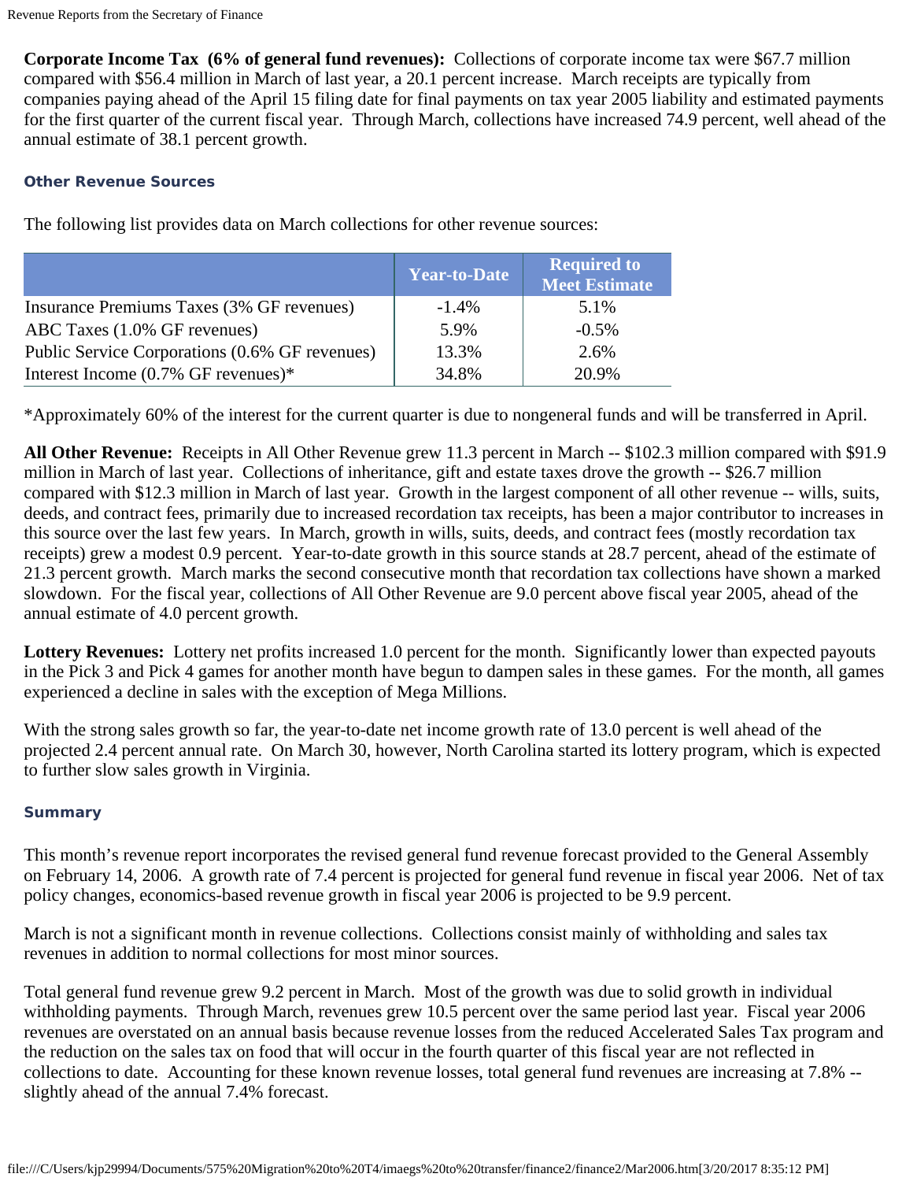**Corporate Income Tax (6% of general fund revenues):** Collections of corporate income tax were $67.7 million compared with $56.4 million in March of last year, a 20.1 percent increase. March receipts are typically from companies paying ahead of the April 15 filing date for final payments on tax year 2005 liability and estimated payments for the first quarter of the current fiscal year. Through March, collections have increased 74.9 percent, well ahead of the annual estimate of 38.1 percent growth.

### Other Revenue Sources

The following list provides data on March collections for other revenue sources:

| | Year-to-Date | Required to Meet Estimate |
|---|---|---|
| Insurance Premiums Taxes (3% GF revenues) | -1.4% | 5.1% |
| ABC Taxes (1.0% GF revenues) | 5.9% | -0.5% |
| Public Service Corporations (0.6% GF revenues) | 13.3% | 2.6% |
| Interest Income (0.7% GF revenues)* | 34.8% | 20.9% |

*Approximately 60% of the interest for the current quarter is due to nongeneral funds and will be transferred in April.

**All Other Revenue:** Receipts in All Other Revenue grew 11.3 percent in March -- $102.3 million compared with $91.9 million in March of last year. Collections of inheritance, gift and estate taxes drove the growth -- $26.7 million compared with $12.3 million in March of last year. Growth in the largest component of all other revenue -- wills, suits, deeds, and contract fees, primarily due to increased recordation tax receipts, has been a major contributor to increases in this source over the last few years. In March, growth in wills, suits, deeds, and contract fees (mostly recordation tax receipts) grew a modest 0.9 percent. Year-to-date growth in this source stands at 28.7 percent, ahead of the estimate of 21.3 percent growth. March marks the second consecutive month that recordation tax collections have shown a marked slowdown. For the fiscal year, collections of All Other Revenue are 9.0 percent above fiscal year 2005, ahead of the annual estimate of 4.0 percent growth.

**Lottery Revenues:** Lottery net profits increased 1.0 percent for the month. Significantly lower than expected payouts in the Pick 3 and Pick 4 games for another month have begun to dampen sales in these games. For the month, all games experienced a decline in sales with the exception of Mega Millions.

With the strong sales growth so far, the year-to-date net income growth rate of 13.0 percent is well ahead of the projected 2.4 percent annual rate. On March 30, however, North Carolina started its lottery program, which is expected to further slow sales growth in Virginia.

### Summary

This month's revenue report incorporates the revised general fund revenue forecast provided to the General Assembly on February 14, 2006. A growth rate of 7.4 percent is projected for general fund revenue in fiscal year 2006. Net of tax policy changes, economics-based revenue growth in fiscal year 2006 is projected to be 9.9 percent.

March is not a significant month in revenue collections. Collections consist mainly of withholding and sales tax revenues in addition to normal collections for most minor sources.

Total general fund revenue grew 9.2 percent in March. Most of the growth was due to solid growth in individual withholding payments. Through March, revenues grew 10.5 percent over the same period last year. Fiscal year 2006 revenues are overstated on an annual basis because revenue losses from the reduced Accelerated Sales Tax program and the reduction on the sales tax on food that will occur in the fourth quarter of this fiscal year are not reflected in collections to date. Accounting for these known revenue losses, total general fund revenues are increasing at 7.8% -- slightly ahead of the annual 7.4% forecast.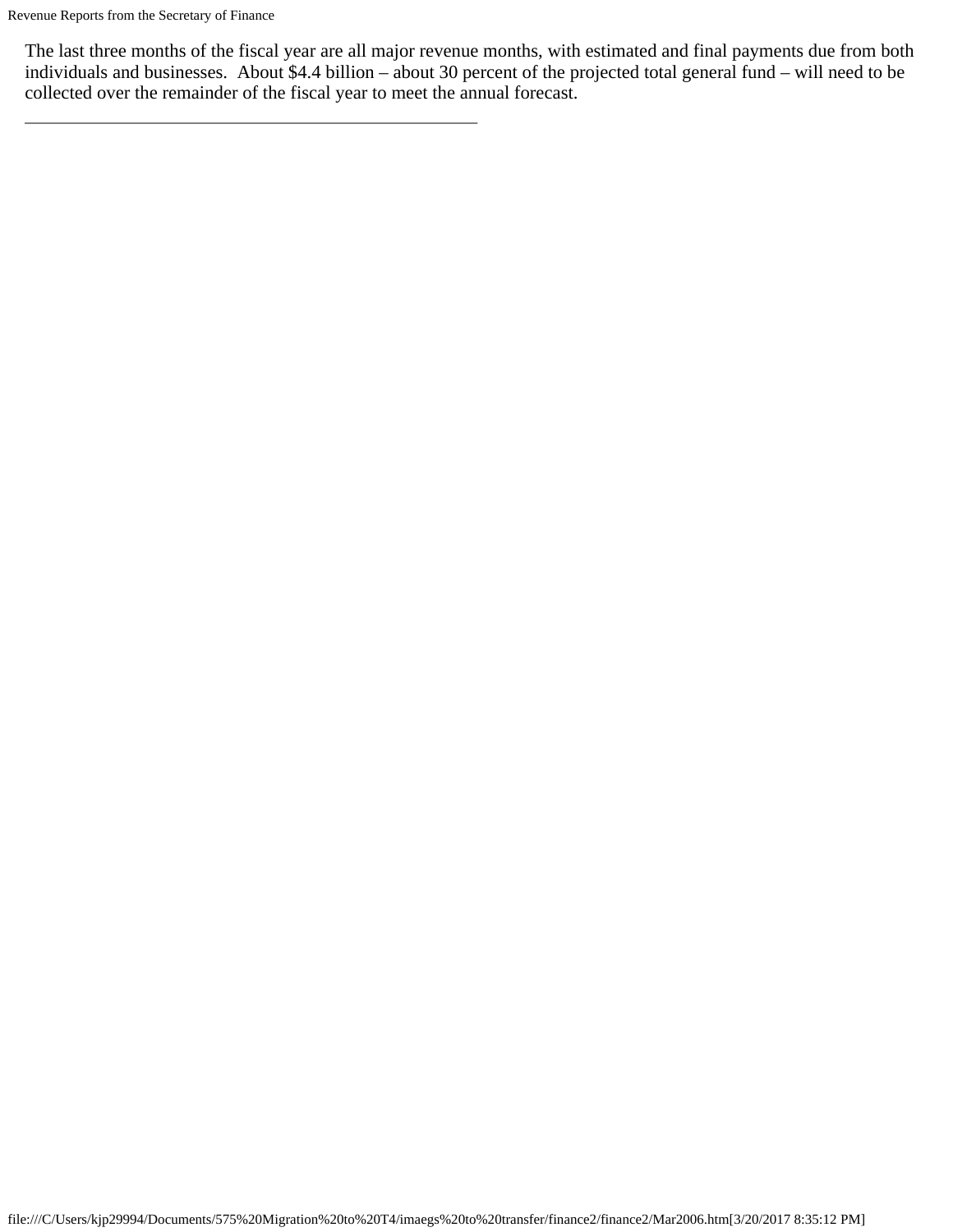The last three months of the fiscal year are all major revenue months, with estimated and final payments due from both individuals and businesses.  About $4.4 billion – about 30 percent of the projected total general fund – will need to be collected over the remainder of the fiscal year to meet the annual forecast.

---